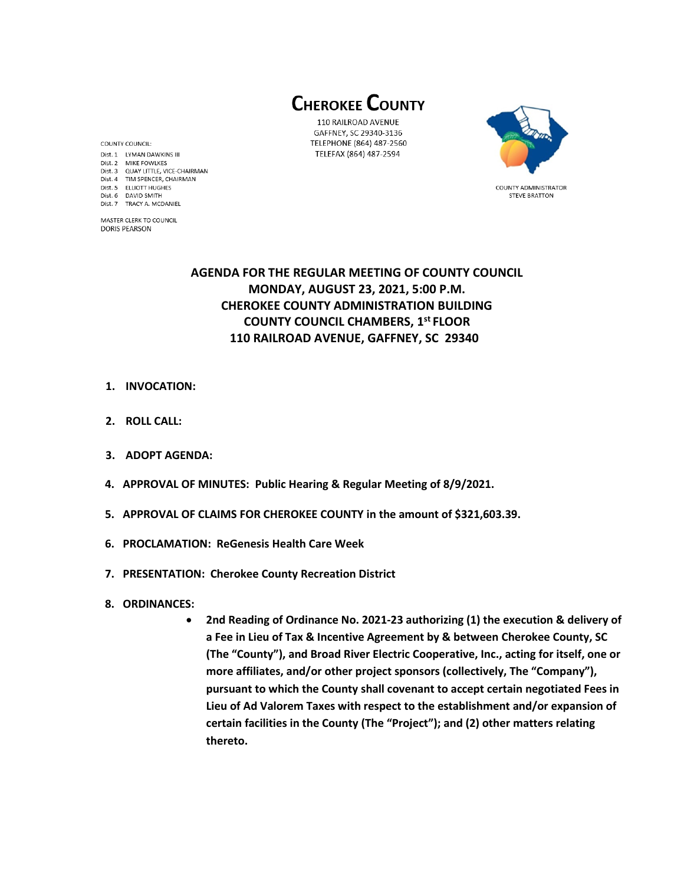# CHEROKEE COUNTY

110 RAILROAD AVENUE
GAFFNEY, SC 29340-3136
TELEPHONE (864) 487-2560
TELEFAX (864) 487-2594

COUNTY COUNCIL:

Dist. 1 LYMAN DAWKINS III
Dist. 2 MIKE FOWLKES
Dist. 3 QUAY LITTLE, VICE-CHAIRMAN
Dist. 4 TIM SPENCER, CHAIRMAN
Dist. 5 ELLIOTT HUGHES
Dist. 6 DAVID SMITH
Dist. 7 TRACY A. MCDANIEL

MASTER CLERK TO COUNCIL
DORIS PEARSON

COUNTY ADMINISTRATOR
STEVE BRATTON

**AGENDA FOR THE REGULAR MEETING OF COUNTY COUNCIL**
**MONDAY, AUGUST 23, 2021, 5:00 P.M.**
**CHEROKEE COUNTY ADMINISTRATION BUILDING**
**COUNTY COUNCIL CHAMBERS, 1st FLOOR**
**110 RAILROAD AVENUE, GAFFNEY, SC 29340**

1. **INVOCATION:**

2. **ROLL CALL:**

3. **ADOPT AGENDA:**

4. **APPROVAL OF MINUTES: Public Hearing & Regular Meeting of 8/9/2021.**

5. **APPROVAL OF CLAIMS FOR CHEROKEE COUNTY in the amount of $321,603.39.**

6. **PROCLAMATION: ReGenesis Health Care Week**

7. **PRESENTATION: Cherokee County Recreation District**

8. **ORDINANCES:**
   - **2nd Reading of Ordinance No. 2021-23 authorizing (1) the execution & delivery of a Fee in Lieu of Tax & Incentive Agreement by & between Cherokee County, SC (The "County"), and Broad River Electric Cooperative, Inc., acting for itself, one or more affiliates, and/or other project sponsors (collectively, The "Company"), pursuant to which the County shall covenant to accept certain negotiated Fees in Lieu of Ad Valorem Taxes with respect to the establishment and/or expansion of certain facilities in the County (The "Project"); and (2) other matters relating thereto.**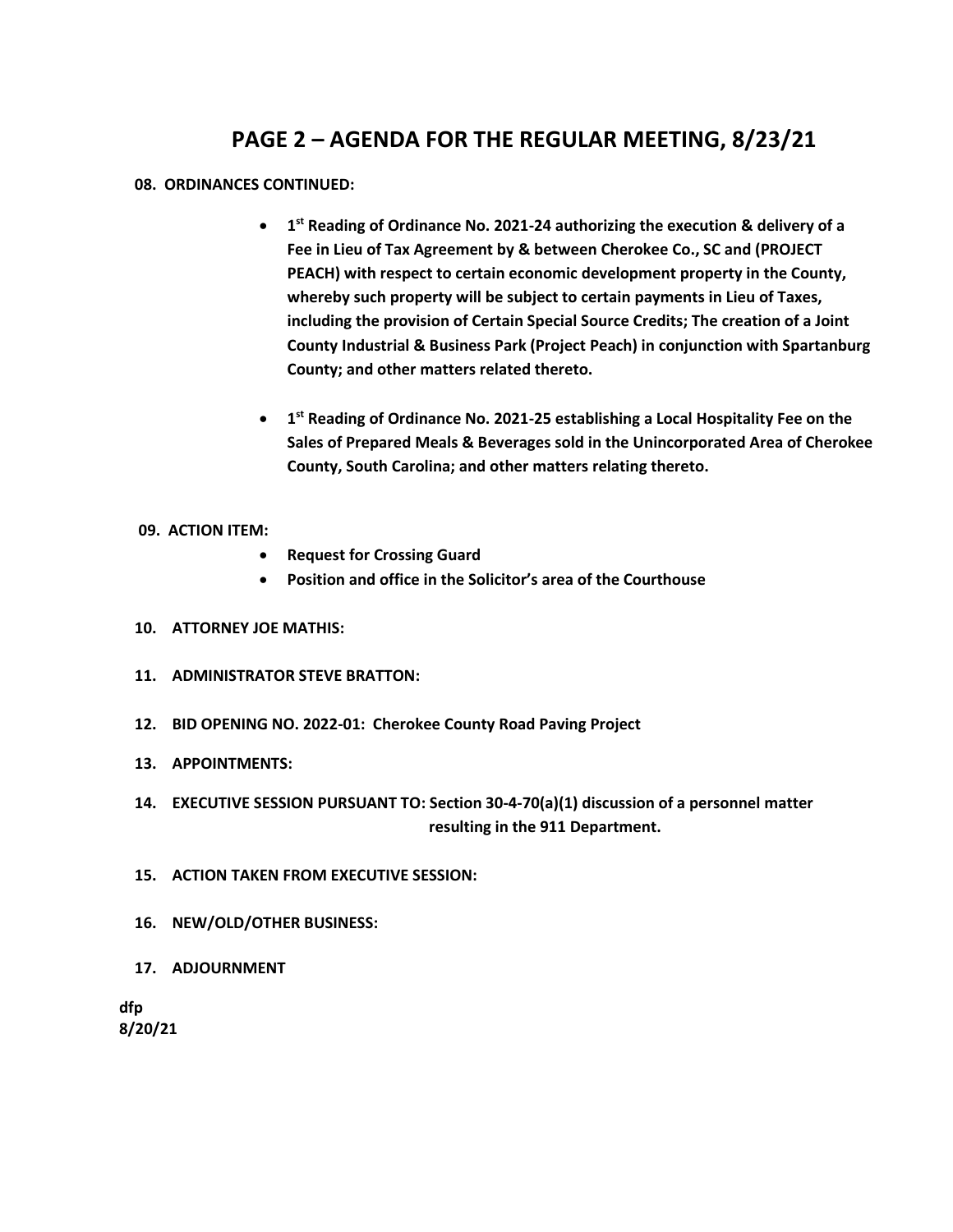# PAGE 2 – AGENDA FOR THE REGULAR MEETING, 8/23/21

**08. ORDINANCES CONTINUED:**

- **1st Reading of Ordinance No. 2021-24 authorizing the execution & delivery of a Fee in Lieu of Tax Agreement by & between Cherokee Co., SC and (PROJECT PEACH) with respect to certain economic development property in the County, whereby such property will be subject to certain payments in Lieu of Taxes, including the provision of Certain Special Source Credits; The creation of a Joint County Industrial & Business Park (Project Peach) in conjunction with Spartanburg County; and other matters related thereto.**

- **1st Reading of Ordinance No. 2021-25 establishing a Local Hospitality Fee on the Sales of Prepared Meals & Beverages sold in the Unincorporated Area of Cherokee County, South Carolina; and other matters relating thereto.**

**09. ACTION ITEM:**

- **Request for Crossing Guard**
- **Position and office in the Solicitor's area of the Courthouse**

**10. ATTORNEY JOE MATHIS:**

**11. ADMINISTRATOR STEVE BRATTON:**

**12. BID OPENING NO. 2022-01: Cherokee County Road Paving Project**

**13. APPOINTMENTS:**

**14. EXECUTIVE SESSION PURSUANT TO: Section 30-4-70(a)(1) discussion of a personnel matter resulting in the 911 Department.**

**15. ACTION TAKEN FROM EXECUTIVE SESSION:**

**16. NEW/OLD/OTHER BUSINESS:**

**17. ADJOURNMENT**

**dfp**
**8/20/21**